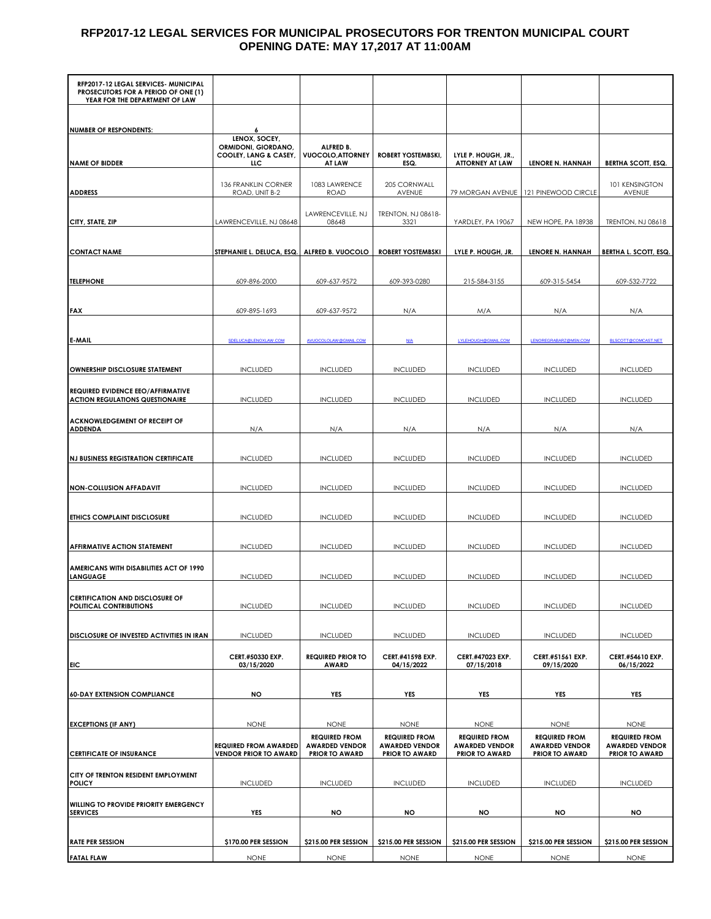# RFP2017-12 LEGAL SERVICES FOR MUNICIPAL PROSECUTORS FOR TRENTON MUNICIPAL COURT
## OPENING DATE: MAY 17,2017 AT 11:00AM

| RFP2017-12 LEGAL SERVICES- MUNICIPAL PROSECUTORS FOR A PERIOD OF ONE (1) YEAR FOR THE DEPARTMENT OF LAW | | | | | | |
|---|---|---|---|---|---|---|
| **NUMBER OF RESPONDENTS:** | 6 | | | | | |
| **NAME OF BIDDER** | **LENOX, SOCEY, ORMIDONI, GIORDANO, COOLEY, LANG & CASEY, LLC** | **ALFRED B. VUOCOLO,ATTORNEY AT LAW** | **ROBERT YOSTEMBSKI, ESQ.** | **LYLE P. HOUGH, JR., ATTORNEY AT LAW** | **LENORE N. HANNAH** | **BERTHA SCOTT, ESQ.** |
| **ADDRESS** | 136 FRANKLIN CORNER ROAD, UNIT B-2 | 1083 LAWRENCE ROAD | 205 CORNWALL AVENUE | 79 MORGAN AVENUE | 121 PINEWOOD CIRCLE | 101 KENSINGTON AVENUE |
| **CITY, STATE, ZIP** | LAWRENCEVILLE, NJ 08648 | LAWRENCEVILLE, NJ 08648 | TRENTON, NJ 08618-3321 | YARDLEY, PA 19067 | NEW HOPE, PA 18938 | TRENTON, NJ 08618 |
| **CONTACT NAME** | **STEPHANIE L. DELUCA, ESQ.** | **ALFRED B. VUOCOLO** | **ROBERT YOSTEMBSKI** | **LYLE P. HOUGH, JR.** | **LENORE N. HANNAH** | **BERTHA L. SCOTT, ESQ.** |
| **TELEPHONE** | 609-896-2000 | 609-637-9572 | 609-393-0280 | 215-584-3155 | 609-315-5454 | 609-532-7722 |
| **FAX** | 609-895-1693 | 609-637-9572 | N/A | M/A | N/A | N/A |
| **E-MAIL** | SDELUCA@LENOXLAW.COM | AVUOCOLOLAW@GMAIL.COM | N/A | LYLEHOUGH@GMAIL.COM | LENOREGRABARZ@MSN.COM | BLSCOTT@COMCAST.NET |
| **OWNERSHIP DISCLOSURE STATEMENT** | INCLUDED | INCLUDED | INCLUDED | INCLUDED | INCLUDED | INCLUDED |
| **REQUIRED EVIDENCE EEO/AFFIRMATIVE ACTION REGULATIONS QUESTIONAIRE** | INCLUDED | INCLUDED | INCLUDED | INCLUDED | INCLUDED | INCLUDED |
| **ACKNOWLEDGEMENT OF RECEIPT OF ADDENDA** | N/A | N/A | N/A | N/A | N/A | N/A |
| **NJ BUSINESS REGISTRATION CERTIFICATE** | INCLUDED | INCLUDED | INCLUDED | INCLUDED | INCLUDED | INCLUDED |
| **NON-COLLUSION AFFADAVIT** | INCLUDED | INCLUDED | INCLUDED | INCLUDED | INCLUDED | INCLUDED |
| **ETHICS COMPLAINT DISCLOSURE** | INCLUDED | INCLUDED | INCLUDED | INCLUDED | INCLUDED | INCLUDED |
| **AFFIRMATIVE ACTION STATEMENT** | INCLUDED | INCLUDED | INCLUDED | INCLUDED | INCLUDED | INCLUDED |
| **AMERICANS WITH DISABILITIES ACT OF 1990 LANGUAGE** | INCLUDED | INCLUDED | INCLUDED | INCLUDED | INCLUDED | INCLUDED |
| **CERTIFICATION AND DISCLOSURE OF POLITICAL CONTRIBUTIONS** | INCLUDED | INCLUDED | INCLUDED | INCLUDED | INCLUDED | INCLUDED |
| **DISCLOSURE OF INVESTED ACTIVITIES IN IRAN** | INCLUDED | INCLUDED | INCLUDED | INCLUDED | INCLUDED | INCLUDED |
| **EIC** | **CERT.#50330 EXP. 03/15/2020** | **REQUIRED PRIOR TO AWARD** | **CERT.#41598 EXP. 04/15/2022** | **CERT.#47023 EXP. 07/15/2018** | **CERT.#51561 EXP. 09/15/2020** | **CERT.#54610 EXP. 06/15/2022** |
| **60-DAY EXTENSION COMPLIANCE** | **NO** | **YES** | **YES** | **YES** | **YES** | **YES** |
| **EXCEPTIONS (IF ANY)** | NONE | NONE | NONE | NONE | NONE | NONE |
| **CERTIFICATE OF INSURANCE** | **REQUIRED FROM AWARDED VENDOR PRIOR TO AWARD** | **REQUIRED FROM AWARDED VENDOR PRIOR TO AWARD** | **REQUIRED FROM AWARDED VENDOR PRIOR TO AWARD** | **REQUIRED FROM AWARDED VENDOR PRIOR TO AWARD** | **REQUIRED FROM AWARDED VENDOR PRIOR TO AWARD** | **REQUIRED FROM AWARDED VENDOR PRIOR TO AWARD** |
| **CITY OF TRENTON RESIDENT EMPLOYMENT POLICY** | INCLUDED | INCLUDED | INCLUDED | INCLUDED | INCLUDED | INCLUDED |
| **WILLING TO PROVIDE PRIORITY EMERGENCY SERVICES** | **YES** | **NO** | **NO** | **NO** | **NO** | **NO** |
| **RATE PER SESSION** | **$170.00 PER SESSION** | **$215.00 PER SESSION** | **$215.00 PER SESSION** | **$215.00 PER SESSION** | **$215.00 PER SESSION** | **$215.00 PER SESSION** |
| **FATAL FLAW** | NONE | NONE | NONE | NONE | NONE | NONE |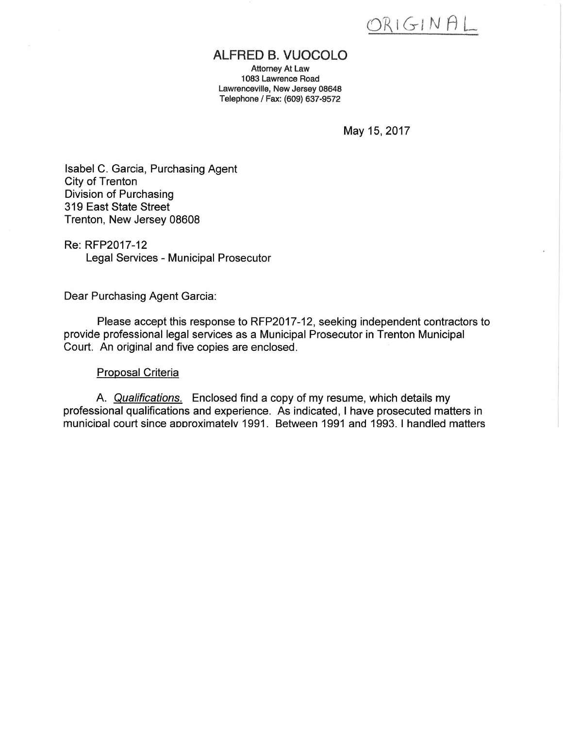ORIGINAL

## ALFRED B. VUOCOLO

Attorney At Law
1083 Lawrence Road
Lawrenceville, New Jersey 08648
Telephone / Fax: (609) 637-9572

May 15, 2017

Isabel C. Garcia, Purchasing Agent
City of Trenton
Division of Purchasing
319 East State Street
Trenton, New Jersey 08608

Re: RFP2017-12
Legal Services - Municipal Prosecutor

Dear Purchasing Agent Garcia:

Please accept this response to RFP2017-12, seeking independent contractors to provide professional legal services as a Municipal Prosecutor in Trenton Municipal Court. An original and five copies are enclosed.

Proposal Criteria

A. *Qualifications.* Enclosed find a copy of my resume, which details my professional qualifications and experience. As indicated, I have prosecuted matters in municipal court since approximately 1991. Between 1991 and 1993, I handled matters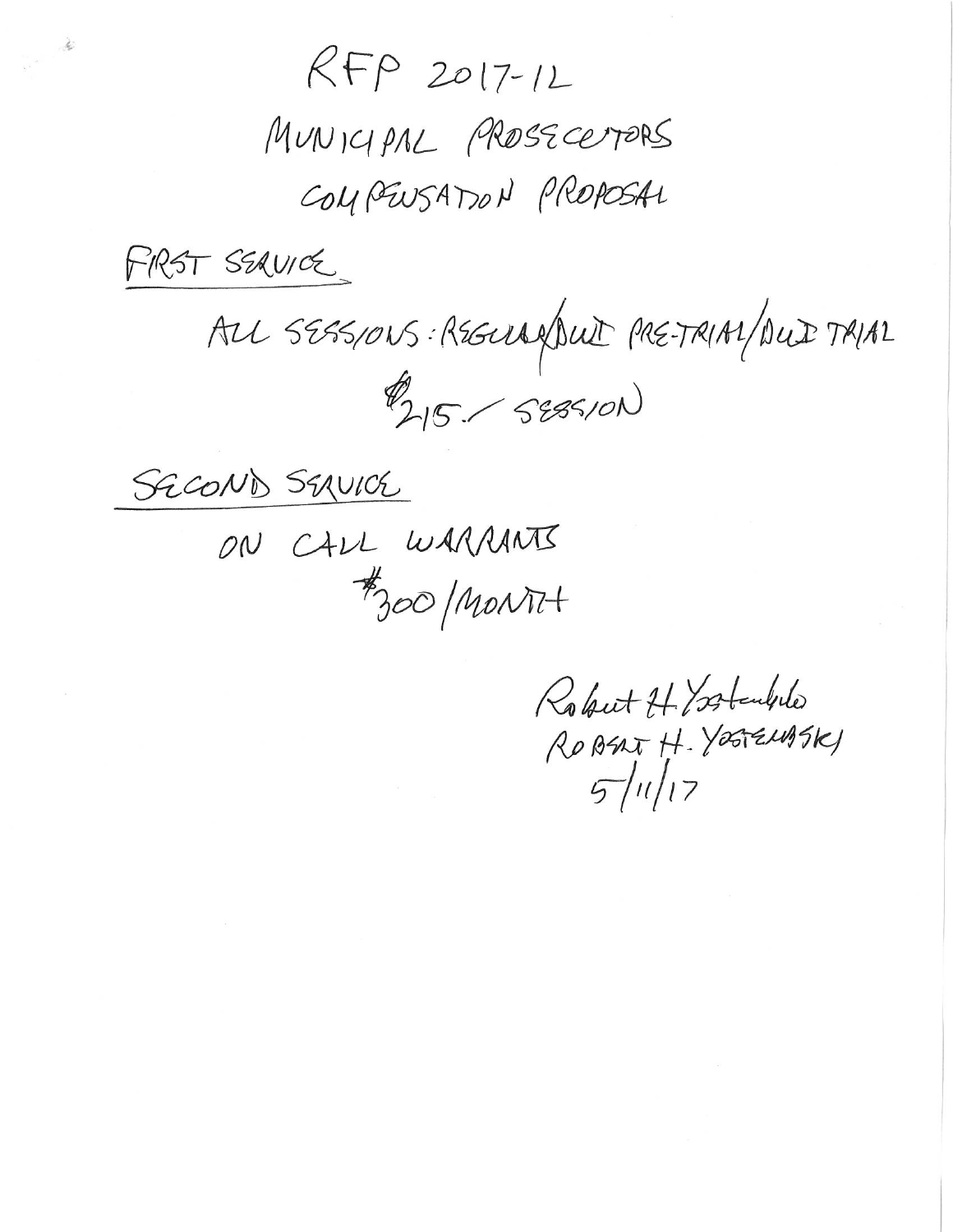# RFP 2017-12

## MUNICIPAL PROSECUTORS

## COMPENSATION PROPOSAL

**FIRST SERVICE**

ALL SESSIONS: REGULAR/DUI PRE-TRIAL/DUI TRIAL

$215./SESSION

**SECOND SERVICE**

ON CALL WARRANTS

$300/MONTH

Robert H. Yostembski
ROBERT H. YOSTEMBSKI
5/11/17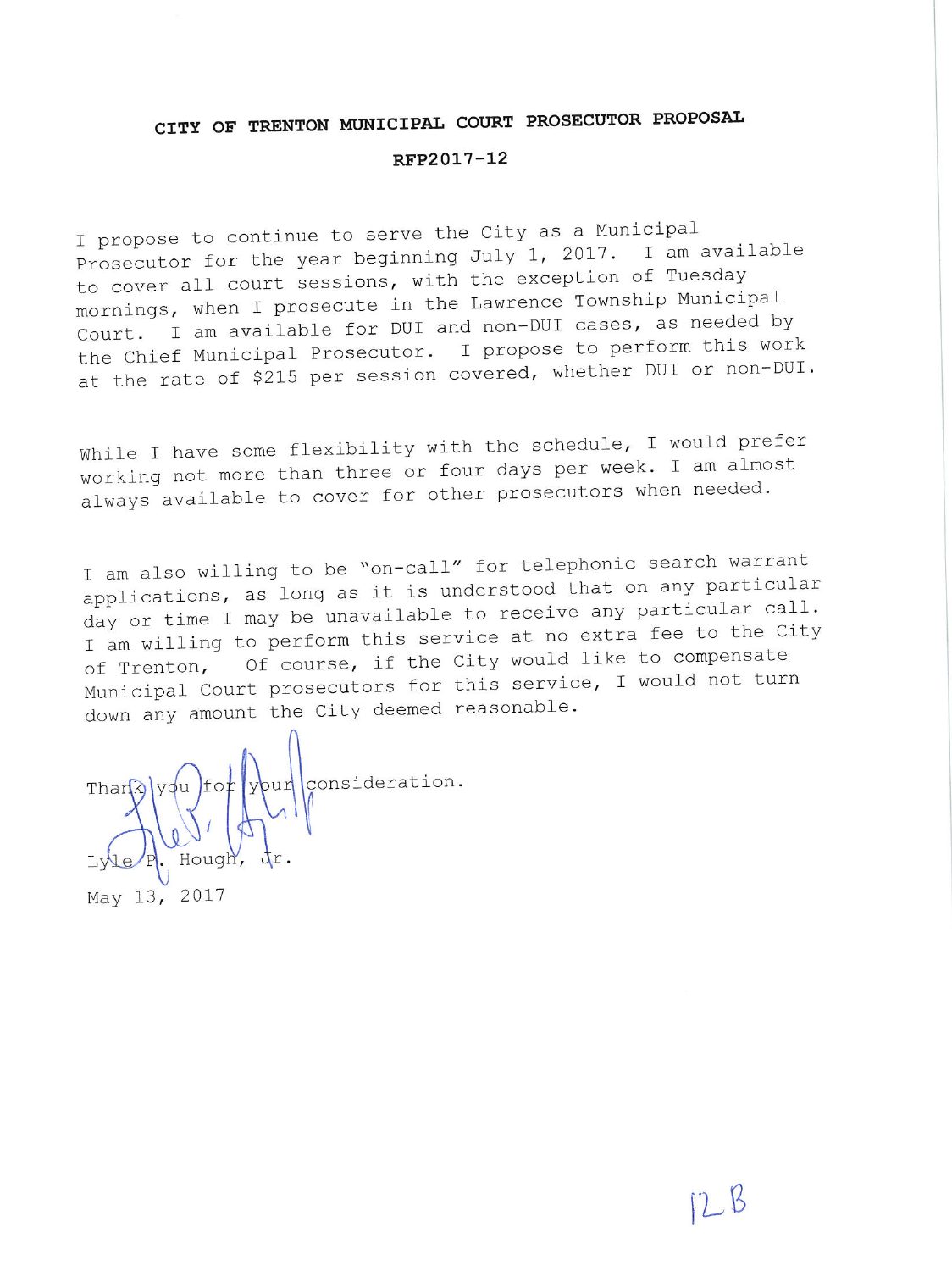# CITY OF TRENTON MUNICIPAL COURT PROSECUTOR PROPOSAL

## RFP2017-12

I propose to continue to serve the City as a Municipal Prosecutor for the year beginning July 1, 2017. I am available to cover all court sessions, with the exception of Tuesday mornings, when I prosecute in the Lawrence Township Municipal Court. I am available for DUI and non-DUI cases, as needed by the Chief Municipal Prosecutor. I propose to perform this work at the rate of $215 per session covered, whether DUI or non-DUI.

While I have some flexibility with the schedule, I would prefer working not more than three or four days per week. I am almost always available to cover for other prosecutors when needed.

I am also willing to be "on-call" for telephonic search warrant applications, as long as it is understood that on any particular day or time I may be unavailable to receive any particular call. I am willing to perform this service at no extra fee to the City of Trenton, Of course, if the City would like to compensate Municipal Court prosecutors for this service, I would not turn down any amount the City deemed reasonable.

Thank you for your consideration.

Lyle P. Hough, Jr.

May 13, 2017

12B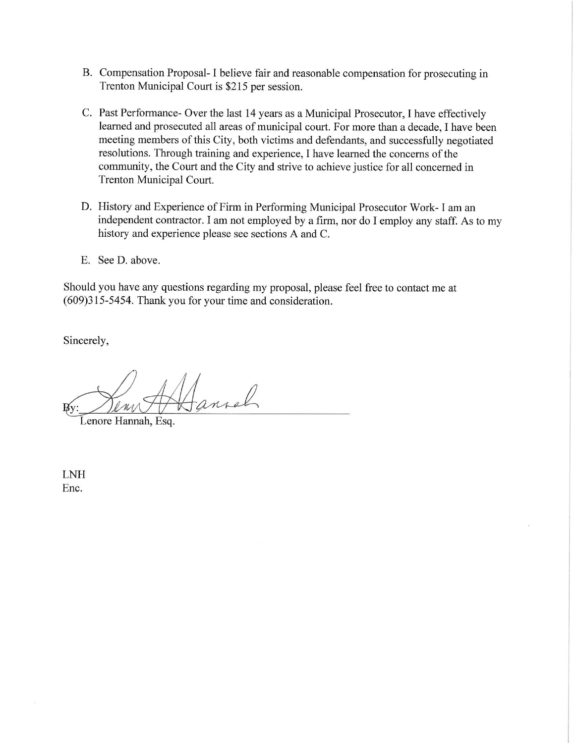B. Compensation Proposal- I believe fair and reasonable compensation for prosecuting in Trenton Municipal Court is $215 per session.

C. Past Performance- Over the last 14 years as a Municipal Prosecutor, I have effectively learned and prosecuted all areas of municipal court. For more than a decade, I have been meeting members of this City, both victims and defendants, and successfully negotiated resolutions. Through training and experience, I have learned the concerns of the community, the Court and the City and strive to achieve justice for all concerned in Trenton Municipal Court.

D. History and Experience of Firm in Performing Municipal Prosecutor Work- I am an independent contractor. I am not employed by a firm, nor do I employ any staff. As to my history and experience please see sections A and C.

E. See D. above.

Should you have any questions regarding my proposal, please feel free to contact me at (609)315-5454. Thank you for your time and consideration.

Sincerely,

By: ______________________________

Lenore Hannah, Esq.

LNH
Enc.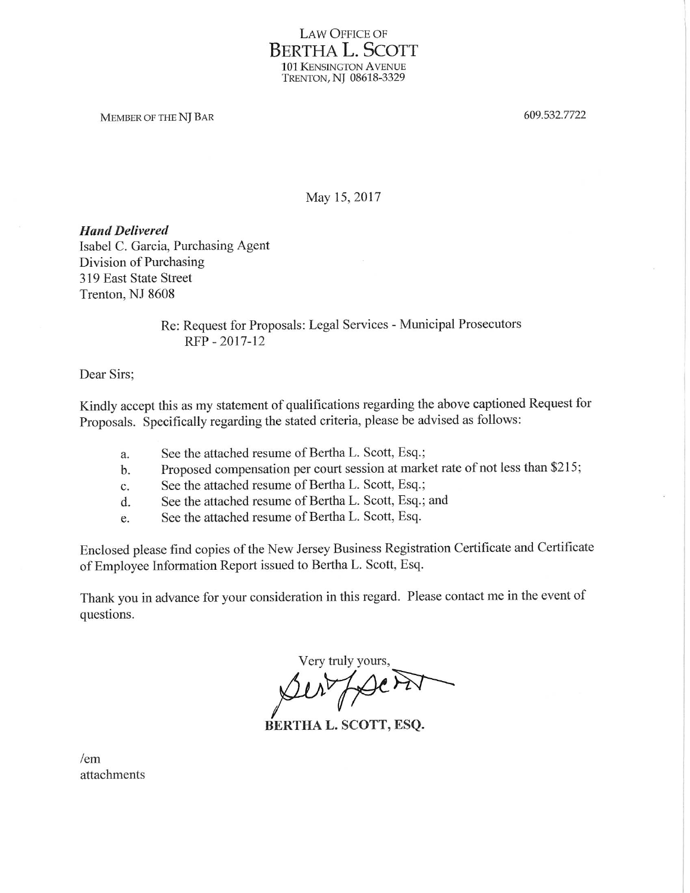LAW OFFICE OF
BERTHA L. SCOTT
101 KENSINGTON AVENUE
TRENTON, NJ 08618-3329

MEMBER OF THE NJ BAR

609.532.7722

May 15, 2017

***Hand Delivered***
Isabel C. Garcia, Purchasing Agent
Division of Purchasing
319 East State Street
Trenton, NJ 8608

Re: Request for Proposals: Legal Services - Municipal Prosecutors
RFP - 2017-12

Dear Sirs;

Kindly accept this as my statement of qualifications regarding the above captioned Request for Proposals. Specifically regarding the stated criteria, please be advised as follows:

a. See the attached resume of Bertha L. Scott, Esq.;
b. Proposed compensation per court session at market rate of not less than $215;
c. See the attached resume of Bertha L. Scott, Esq.;
d. See the attached resume of Bertha L. Scott, Esq.; and
e. See the attached resume of Bertha L. Scott, Esq.

Enclosed please find copies of the New Jersey Business Registration Certificate and Certificate of Employee Information Report issued to Bertha L. Scott, Esq.

Thank you in advance for your consideration in this regard. Please contact me in the event of questions.

Very truly yours,

**BERTHA L. SCOTT, ESQ.**

/em
attachments